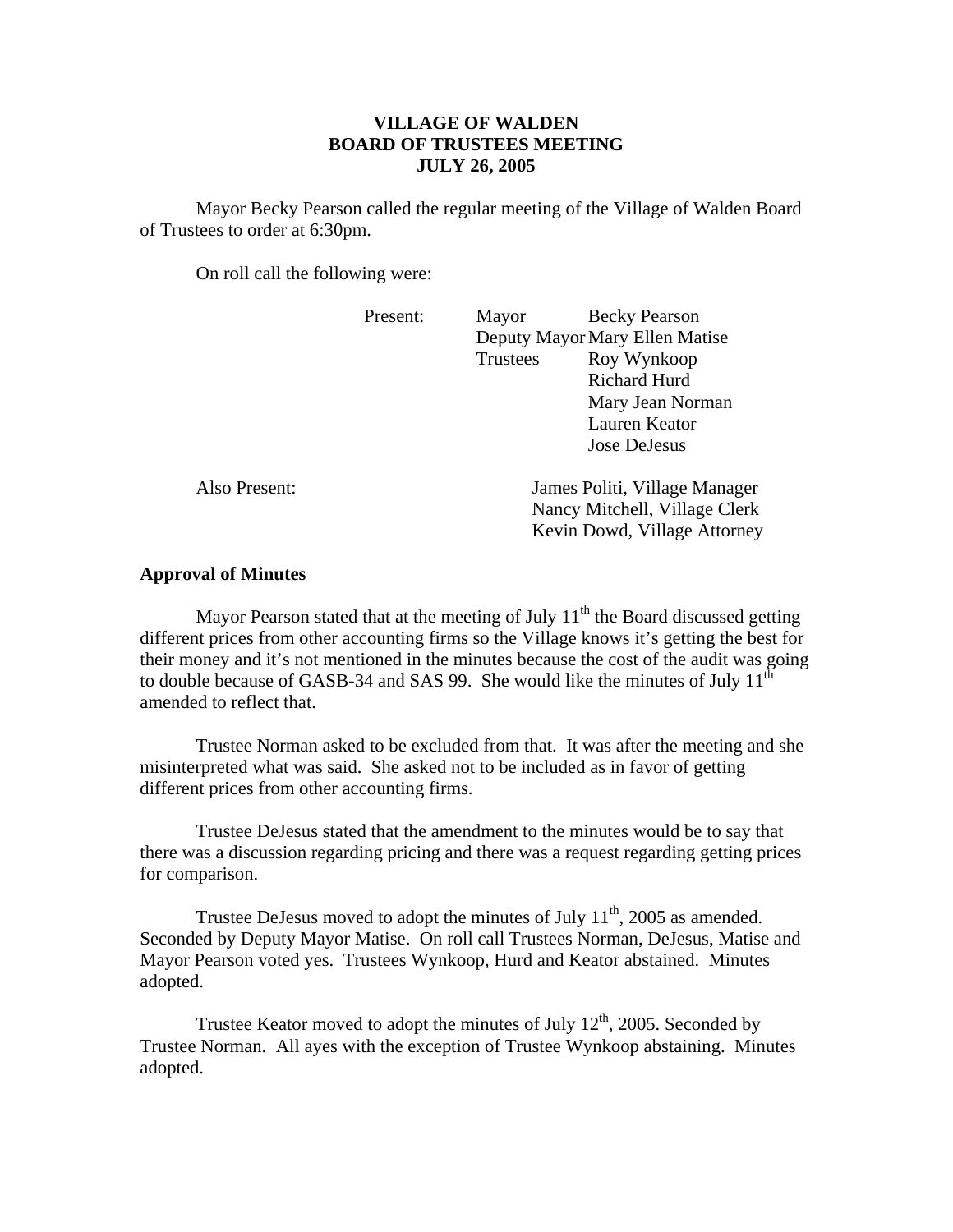# VILLAGE OF WALDEN
## BOARD OF TRUSTEES MEETING
## JULY 26, 2005

Mayor Becky Pearson called the regular meeting of the Village of Walden Board of Trustees to order at 6:30pm.

On roll call the following were:

| Present: | Mayor | Becky Pearson |
|---|---|---|
| | Deputy Mayor | Mary Ellen Matise |
| | Trustees | Roy Wynkoop |
| | | Richard Hurd |
| | | Mary Jean Norman |
| | | Lauren Keator |
| | | Jose DeJesus |

Also Present:

James Politi, Village Manager
Nancy Mitchell, Village Clerk
Kevin Dowd, Village Attorney

**Approval of Minutes**

Mayor Pearson stated that at the meeting of July 11th the Board discussed getting different prices from other accounting firms so the Village knows it's getting the best for their money and it's not mentioned in the minutes because the cost of the audit was going to double because of GASB-34 and SAS 99. She would like the minutes of July 11th amended to reflect that.

Trustee Norman asked to be excluded from that. It was after the meeting and she misinterpreted what was said. She asked not to be included as in favor of getting different prices from other accounting firms.

Trustee DeJesus stated that the amendment to the minutes would be to say that there was a discussion regarding pricing and there was a request regarding getting prices for comparison.

Trustee DeJesus moved to adopt the minutes of July 11th, 2005 as amended. Seconded by Deputy Mayor Matise. On roll call Trustees Norman, DeJesus, Matise and Mayor Pearson voted yes. Trustees Wynkoop, Hurd and Keator abstained. Minutes adopted.

Trustee Keator moved to adopt the minutes of July 12th, 2005. Seconded by Trustee Norman. All ayes with the exception of Trustee Wynkoop abstaining. Minutes adopted.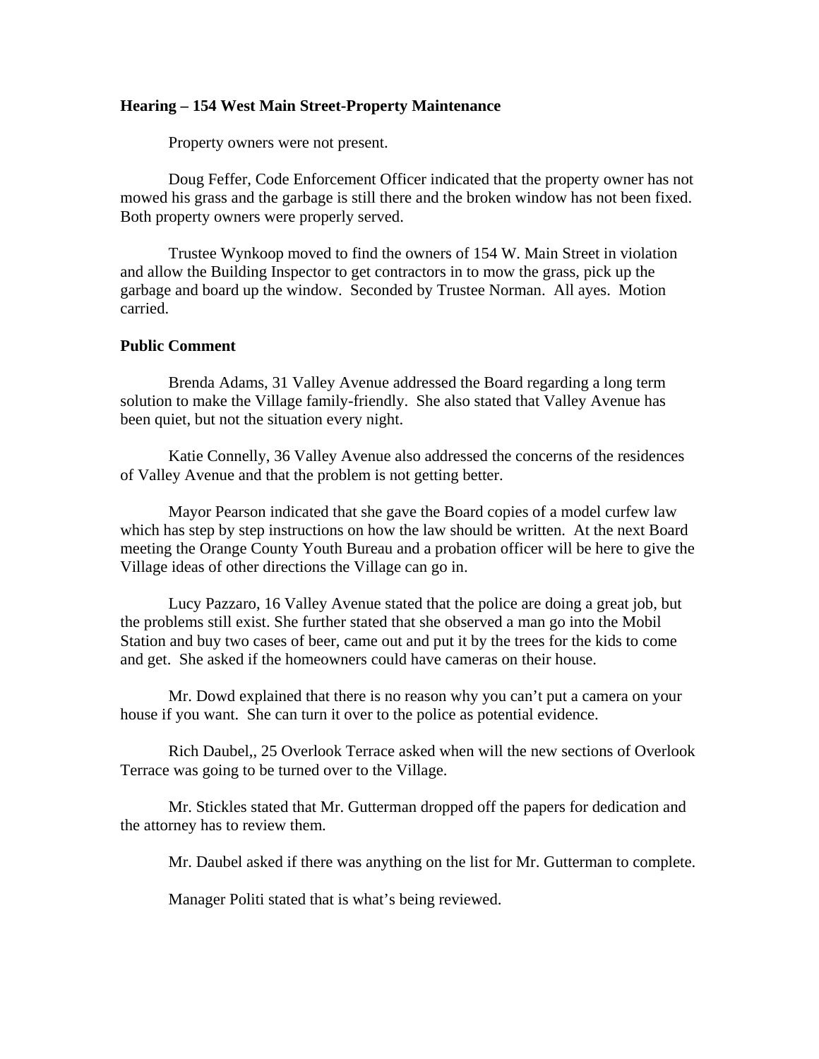**Hearing – 154 West Main Street-Property Maintenance**

Property owners were not present.

Doug Feffer, Code Enforcement Officer indicated that the property owner has not mowed his grass and the garbage is still there and the broken window has not been fixed. Both property owners were properly served.

Trustee Wynkoop moved to find the owners of 154 W. Main Street in violation and allow the Building Inspector to get contractors in to mow the grass, pick up the garbage and board up the window. Seconded by Trustee Norman. All ayes. Motion carried.

**Public Comment**

Brenda Adams, 31 Valley Avenue addressed the Board regarding a long term solution to make the Village family-friendly. She also stated that Valley Avenue has been quiet, but not the situation every night.

Katie Connelly, 36 Valley Avenue also addressed the concerns of the residences of Valley Avenue and that the problem is not getting better.

Mayor Pearson indicated that she gave the Board copies of a model curfew law which has step by step instructions on how the law should be written. At the next Board meeting the Orange County Youth Bureau and a probation officer will be here to give the Village ideas of other directions the Village can go in.

Lucy Pazzaro, 16 Valley Avenue stated that the police are doing a great job, but the problems still exist. She further stated that she observed a man go into the Mobil Station and buy two cases of beer, came out and put it by the trees for the kids to come and get. She asked if the homeowners could have cameras on their house.

Mr. Dowd explained that there is no reason why you can't put a camera on your house if you want. She can turn it over to the police as potential evidence.

Rich Daubel,, 25 Overlook Terrace asked when will the new sections of Overlook Terrace was going to be turned over to the Village.

Mr. Stickles stated that Mr. Gutterman dropped off the papers for dedication and the attorney has to review them.

Mr. Daubel asked if there was anything on the list for Mr. Gutterman to complete.

Manager Politi stated that is what's being reviewed.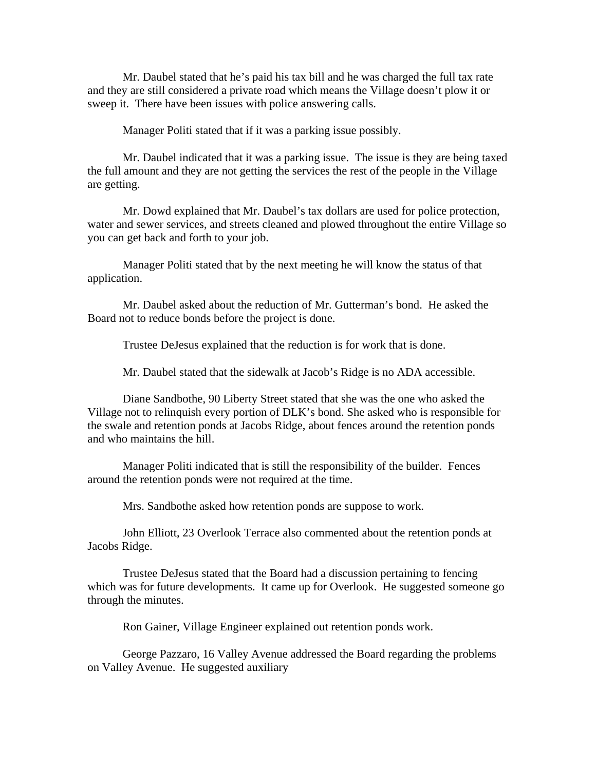Mr. Daubel stated that he's paid his tax bill and he was charged the full tax rate and they are still considered a private road which means the Village doesn't plow it or sweep it. There have been issues with police answering calls.

Manager Politi stated that if it was a parking issue possibly.

Mr. Daubel indicated that it was a parking issue. The issue is they are being taxed the full amount and they are not getting the services the rest of the people in the Village are getting.

Mr. Dowd explained that Mr. Daubel's tax dollars are used for police protection, water and sewer services, and streets cleaned and plowed throughout the entire Village so you can get back and forth to your job.

Manager Politi stated that by the next meeting he will know the status of that application.

Mr. Daubel asked about the reduction of Mr. Gutterman's bond. He asked the Board not to reduce bonds before the project is done.

Trustee DeJesus explained that the reduction is for work that is done.

Mr. Daubel stated that the sidewalk at Jacob's Ridge is no ADA accessible.

Diane Sandbothe, 90 Liberty Street stated that she was the one who asked the Village not to relinquish every portion of DLK's bond. She asked who is responsible for the swale and retention ponds at Jacobs Ridge, about fences around the retention ponds and who maintains the hill.

Manager Politi indicated that is still the responsibility of the builder. Fences around the retention ponds were not required at the time.

Mrs. Sandbothe asked how retention ponds are suppose to work.

John Elliott, 23 Overlook Terrace also commented about the retention ponds at Jacobs Ridge.

Trustee DeJesus stated that the Board had a discussion pertaining to fencing which was for future developments. It came up for Overlook. He suggested someone go through the minutes.

Ron Gainer, Village Engineer explained out retention ponds work.

George Pazzaro, 16 Valley Avenue addressed the Board regarding the problems on Valley Avenue. He suggested auxiliary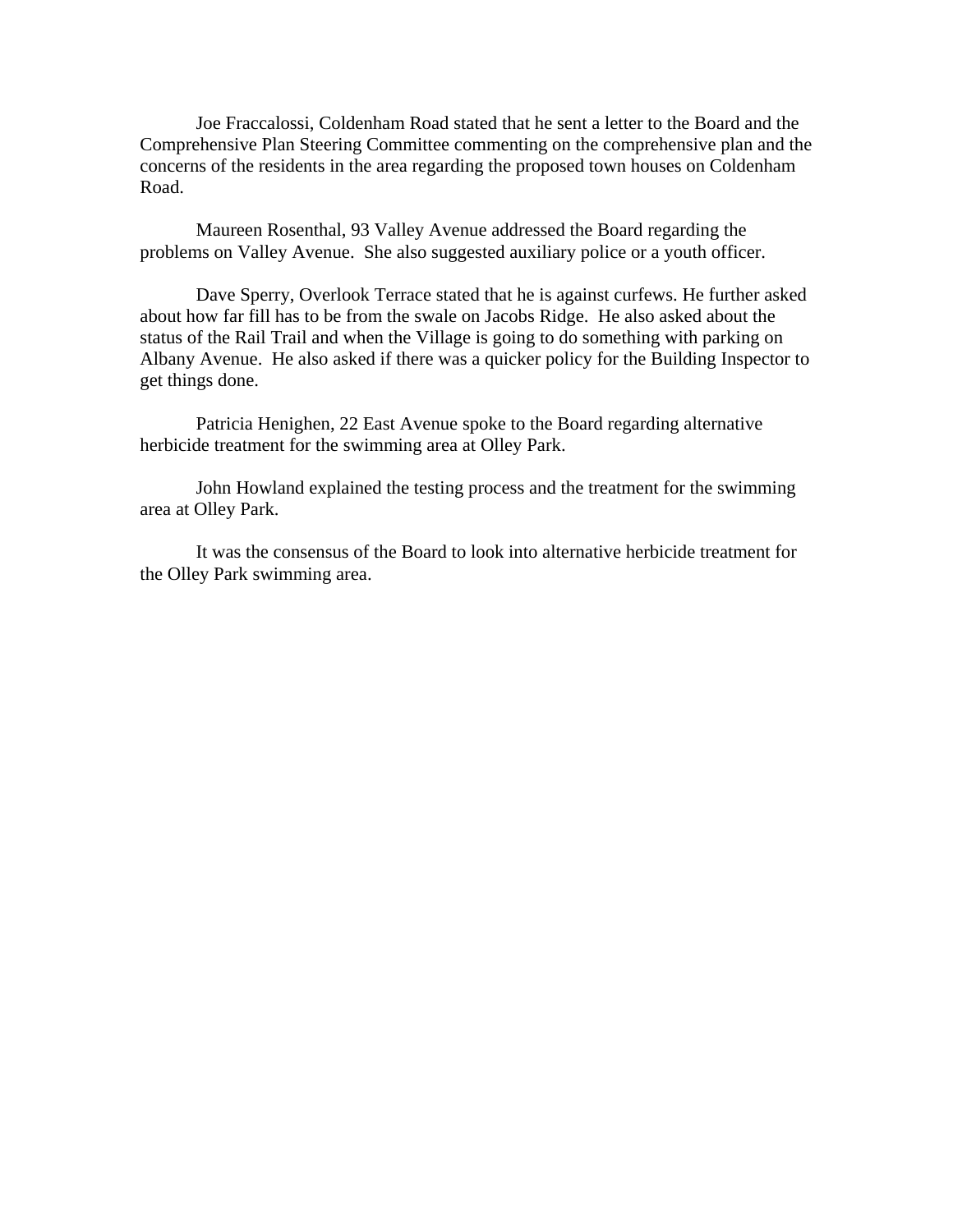Joe Fraccalossi, Coldenham Road stated that he sent a letter to the Board and the Comprehensive Plan Steering Committee commenting on the comprehensive plan and the concerns of the residents in the area regarding the proposed town houses on Coldenham Road.

Maureen Rosenthal, 93 Valley Avenue addressed the Board regarding the problems on Valley Avenue. She also suggested auxiliary police or a youth officer.

Dave Sperry, Overlook Terrace stated that he is against curfews. He further asked about how far fill has to be from the swale on Jacobs Ridge. He also asked about the status of the Rail Trail and when the Village is going to do something with parking on Albany Avenue. He also asked if there was a quicker policy for the Building Inspector to get things done.

Patricia Henighen, 22 East Avenue spoke to the Board regarding alternative herbicide treatment for the swimming area at Olley Park.

John Howland explained the testing process and the treatment for the swimming area at Olley Park.

It was the consensus of the Board to look into alternative herbicide treatment for the Olley Park swimming area.